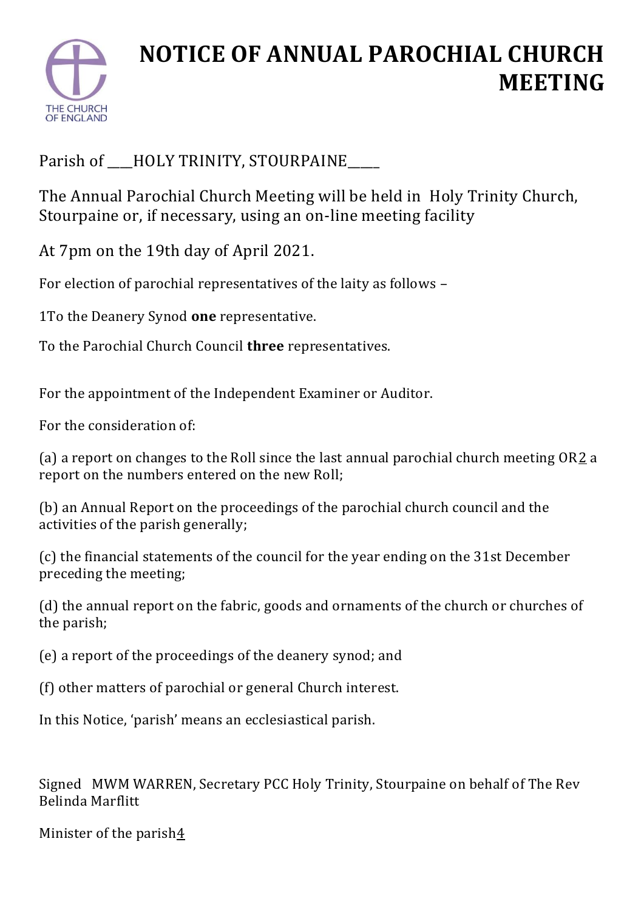THE CHURCH OF ENGLAND

# NOTICE OF ANNUAL PAROCHIAL CHURCH MEETING

Parish of ___HOLY TRINITY, STOURPAINE_____

The Annual Parochial Church Meeting will be held in Holy Trinity Church, Stourpaine or, if necessary, using an on-line meeting facility

At 7pm on the 19th day of April 2021.

For election of parochial representatives of the laity as follows –

1To the Deanery Synod **one** representative.

To the Parochial Church Council **three** representatives.

For the appointment of the Independent Examiner or Auditor.

For the consideration of:

(a) a report on changes to the Roll since the last annual parochial church meeting OR2 a report on the numbers entered on the new Roll;

(b) an Annual Report on the proceedings of the parochial church council and the activities of the parish generally;

(c) the financial statements of the council for the year ending on the 31st December preceding the meeting;

(d) the annual report on the fabric, goods and ornaments of the church or churches of the parish;

(e) a report of the proceedings of the deanery synod; and

(f) other matters of parochial or general Church interest.

In this Notice, 'parish' means an ecclesiastical parish.

Signed MWM WARREN, Secretary PCC Holy Trinity, Stourpaine on behalf of The Rev Belinda Marflitt

Minister of the parish4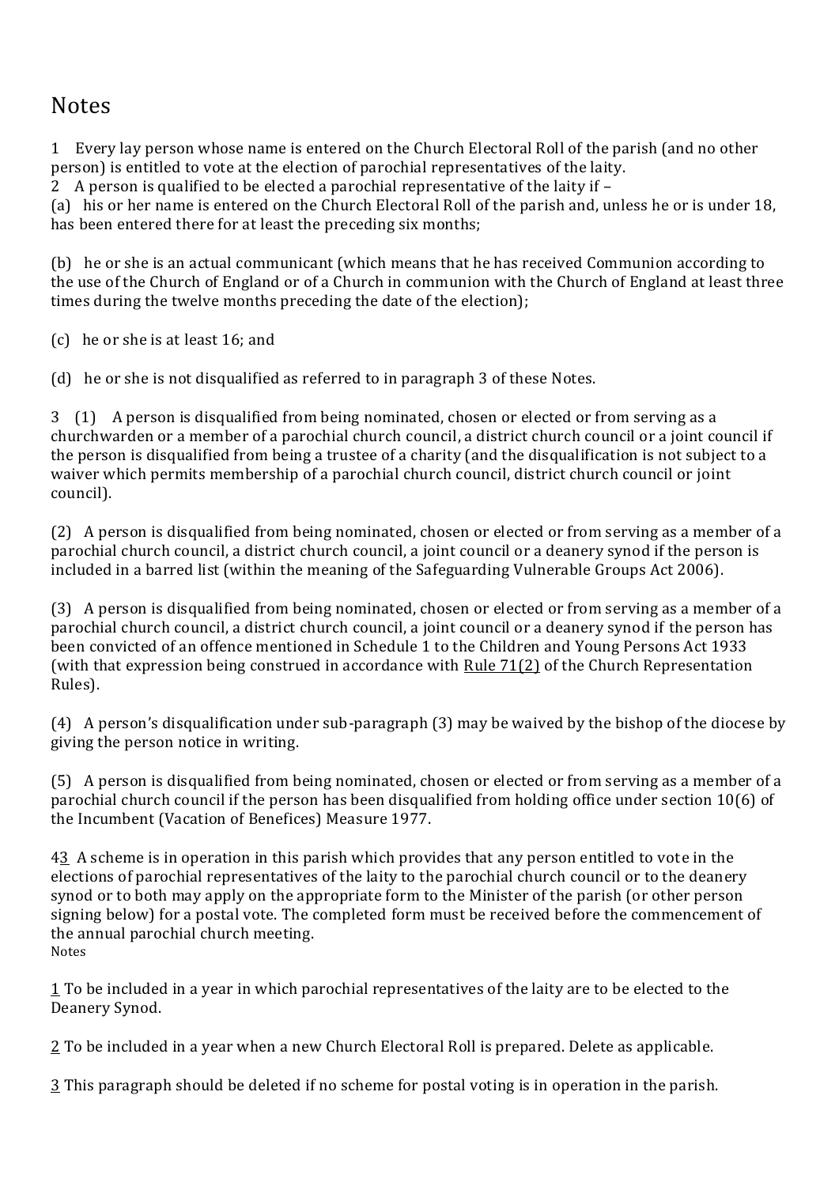# Notes

1 Every lay person whose name is entered on the Church Electoral Roll of the parish (and no other person) is entitled to vote at the election of parochial representatives of the laity.

2 A person is qualified to be elected a parochial representative of the laity if –

(a) his or her name is entered on the Church Electoral Roll of the parish and, unless he or is under 18, has been entered there for at least the preceding six months;

(b) he or she is an actual communicant (which means that he has received Communion according to the use of the Church of England or of a Church in communion with the Church of England at least three times during the twelve months preceding the date of the election);

(c) he or she is at least 16; and

(d) he or she is not disqualified as referred to in paragraph 3 of these Notes.

3 (1) A person is disqualified from being nominated, chosen or elected or from serving as a churchwarden or a member of a parochial church council, a district church council or a joint council if the person is disqualified from being a trustee of a charity (and the disqualification is not subject to a waiver which permits membership of a parochial church council, district church council or joint council).

(2) A person is disqualified from being nominated, chosen or elected or from serving as a member of a parochial church council, a district church council, a joint council or a deanery synod if the person is included in a barred list (within the meaning of the Safeguarding Vulnerable Groups Act 2006).

(3) A person is disqualified from being nominated, chosen or elected or from serving as a member of a parochial church council, a district church council, a joint council or a deanery synod if the person has been convicted of an offence mentioned in Schedule 1 to the Children and Young Persons Act 1933 (with that expression being construed in accordance with Rule 71(2) of the Church Representation Rules).

(4) A person's disqualification under sub-paragraph (3) may be waived by the bishop of the diocese by giving the person notice in writing.

(5) A person is disqualified from being nominated, chosen or elected or from serving as a member of a parochial church council if the person has been disqualified from holding office under section 10(6) of the Incumbent (Vacation of Benefices) Measure 1977.

4[3] A scheme is in operation in this parish which provides that any person entitled to vote in the elections of parochial representatives of the laity to the parochial church council or to the deanery synod or to both may apply on the appropriate form to the Minister of the parish (or other person signing below) for a postal vote. The completed form must be received before the commencement of the annual parochial church meeting.

Notes

1 To be included in a year in which parochial representatives of the laity are to be elected to the Deanery Synod.

2 To be included in a year when a new Church Electoral Roll is prepared. Delete as applicable.

3 This paragraph should be deleted if no scheme for postal voting is in operation in the parish.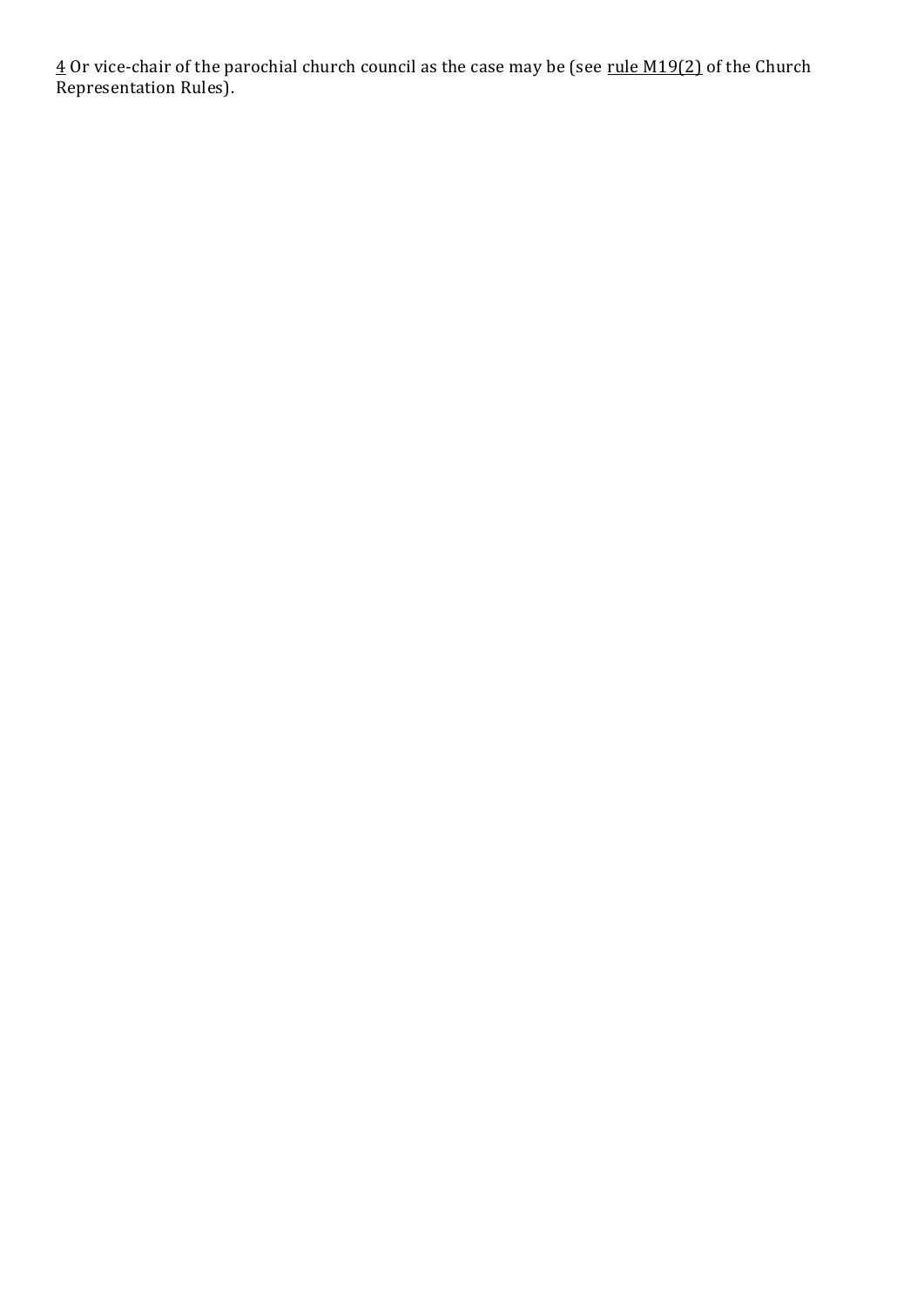4 Or vice-chair of the parochial church council as the case may be (see rule M19(2) of the Church Representation Rules).